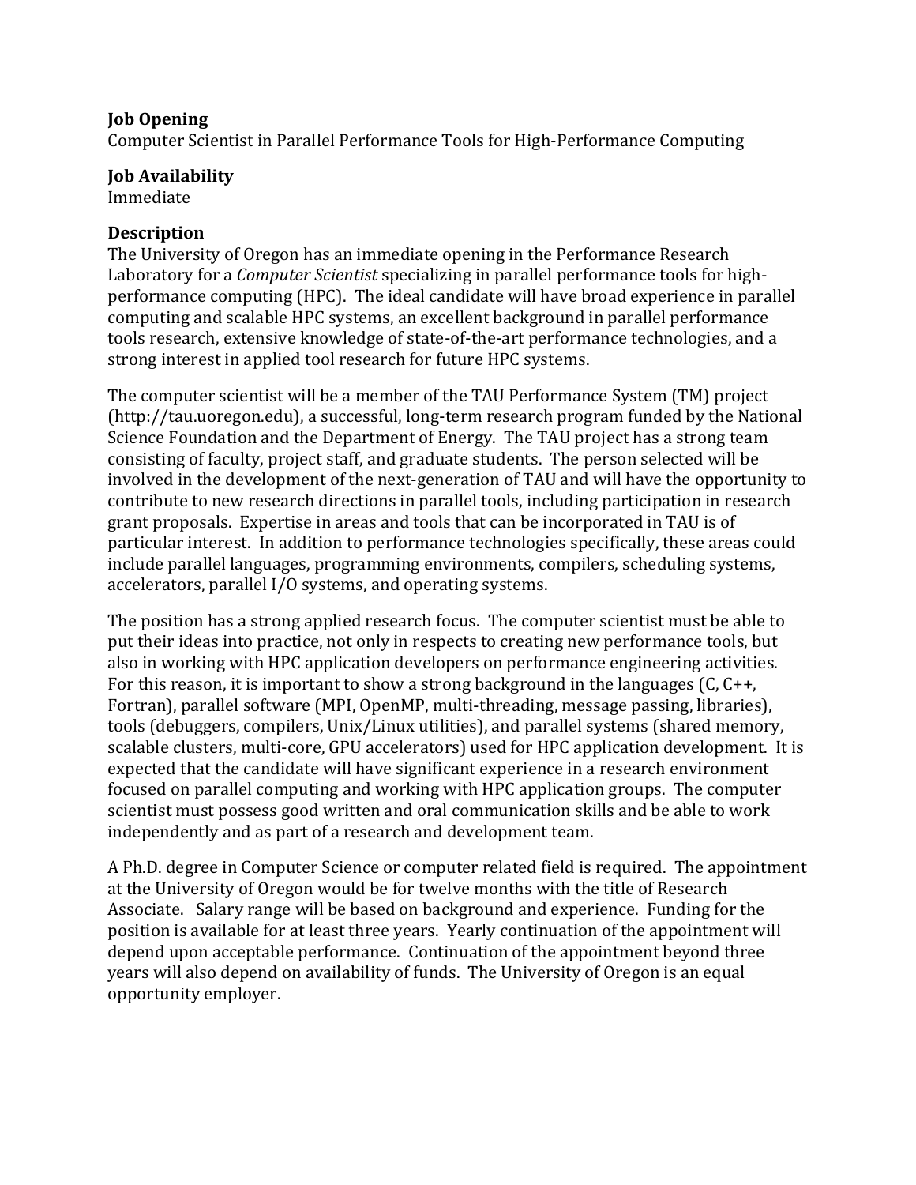**Job Opening**
Computer Scientist in Parallel Performance Tools for High-Performance Computing

**Job Availability**
Immediate

**Description**
The University of Oregon has an immediate opening in the Performance Research Laboratory for a *Computer Scientist* specializing in parallel performance tools for high-performance computing (HPC). The ideal candidate will have broad experience in parallel computing and scalable HPC systems, an excellent background in parallel performance tools research, extensive knowledge of state-of-the-art performance technologies, and a strong interest in applied tool research for future HPC systems.

The computer scientist will be a member of the TAU Performance System (TM) project (http://tau.uoregon.edu), a successful, long-term research program funded by the National Science Foundation and the Department of Energy. The TAU project has a strong team consisting of faculty, project staff, and graduate students. The person selected will be involved in the development of the next-generation of TAU and will have the opportunity to contribute to new research directions in parallel tools, including participation in research grant proposals. Expertise in areas and tools that can be incorporated in TAU is of particular interest. In addition to performance technologies specifically, these areas could include parallel languages, programming environments, compilers, scheduling systems, accelerators, parallel I/O systems, and operating systems.

The position has a strong applied research focus. The computer scientist must be able to put their ideas into practice, not only in respects to creating new performance tools, but also in working with HPC application developers on performance engineering activities. For this reason, it is important to show a strong background in the languages (C, C++, Fortran), parallel software (MPI, OpenMP, multi-threading, message passing, libraries), tools (debuggers, compilers, Unix/Linux utilities), and parallel systems (shared memory, scalable clusters, multi-core, GPU accelerators) used for HPC application development. It is expected that the candidate will have significant experience in a research environment focused on parallel computing and working with HPC application groups. The computer scientist must possess good written and oral communication skills and be able to work independently and as part of a research and development team.

A Ph.D. degree in Computer Science or computer related field is required. The appointment at the University of Oregon would be for twelve months with the title of Research Associate. Salary range will be based on background and experience. Funding for the position is available for at least three years. Yearly continuation of the appointment will depend upon acceptable performance. Continuation of the appointment beyond three years will also depend on availability of funds. The University of Oregon is an equal opportunity employer.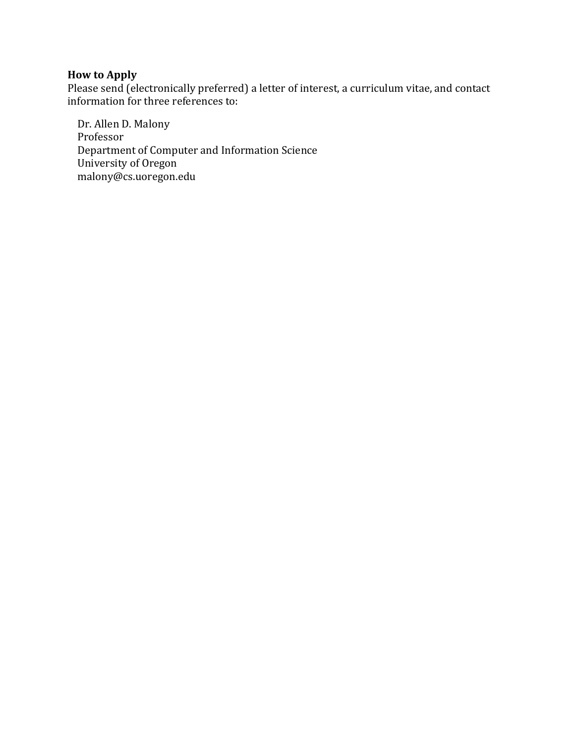**How to Apply**

Please send (electronically preferred) a letter of interest, a curriculum vitae, and contact information for three references to:

Dr. Allen D. Malony  
Professor  
Department of Computer and Information Science  
University of Oregon  
malony@cs.uoregon.edu